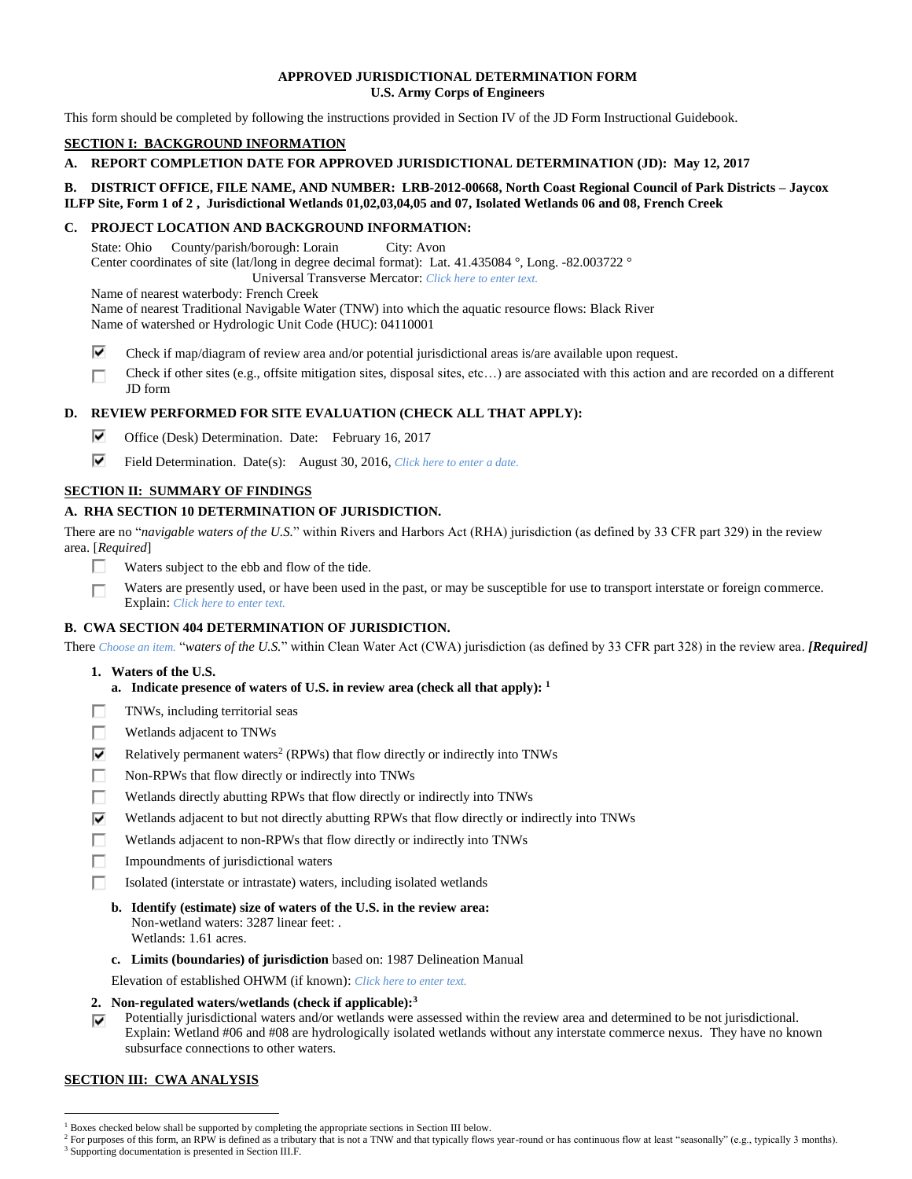**APPROVED JURISDICTIONAL DETERMINATION FORM**
**U.S. Army Corps of Engineers**

This form should be completed by following the instructions provided in Section IV of the JD Form Instructional Guidebook.

## SECTION I: BACKGROUND INFORMATION

**A. REPORT COMPLETION DATE FOR APPROVED JURISDICTIONAL DETERMINATION (JD): May 12, 2017**

**B. DISTRICT OFFICE, FILE NAME, AND NUMBER: LRB-2012-00668, North Coast Regional Council of Park Districts – Jaycox ILFP Site, Form 1 of 2 , Jurisdictional Wetlands 01,02,03,04,05 and 07, Isolated Wetlands 06 and 08, French Creek**

**C. PROJECT LOCATION AND BACKGROUND INFORMATION:**

State: Ohio County/parish/borough: Lorain City: Avon
Center coordinates of site (lat/long in degree decimal format): Lat. 41.435084 °, Long. -82.003722 °
Universal Transverse Mercator: *Click here to enter text.*
Name of nearest waterbody: French Creek
Name of nearest Traditional Navigable Water (TNW) into which the aquatic resource flows: Black River
Name of watershed or Hydrologic Unit Code (HUC): 04110001

- ☑ Check if map/diagram of review area and/or potential jurisdictional areas is/are available upon request.
- ☐ Check if other sites (e.g., offsite mitigation sites, disposal sites, etc…) are associated with this action and are recorded on a different JD form

**D. REVIEW PERFORMED FOR SITE EVALUATION (CHECK ALL THAT APPLY):**

- ☑ Office (Desk) Determination. Date: February 16, 2017
- ☑ Field Determination. Date(s): August 30, 2016, *Click here to enter a date.*

## SECTION II: SUMMARY OF FINDINGS

**A. RHA SECTION 10 DETERMINATION OF JURISDICTION.**

There are no "*navigable waters of the U.S.*" within Rivers and Harbors Act (RHA) jurisdiction (as defined by 33 CFR part 329) in the review area. [*Required*]

- ☐ Waters subject to the ebb and flow of the tide.
- ☐ Waters are presently used, or have been used in the past, or may be susceptible for use to transport interstate or foreign commerce. Explain: *Click here to enter text.*

**B. CWA SECTION 404 DETERMINATION OF JURISDICTION.**

There *Choose an item.* "*waters of the U.S.*" within Clean Water Act (CWA) jurisdiction (as defined by 33 CFR part 328) in the review area. ***[Required]***

**1. Waters of the U.S.**

**a. Indicate presence of waters of U.S. in review area (check all that apply):** [1]

- ☐ TNWs, including territorial seas
- ☐ Wetlands adjacent to TNWs
- ☑ Relatively permanent waters[2] (RPWs) that flow directly or indirectly into TNWs
- ☐ Non-RPWs that flow directly or indirectly into TNWs
- ☐ Wetlands directly abutting RPWs that flow directly or indirectly into TNWs
- ☑ Wetlands adjacent to but not directly abutting RPWs that flow directly or indirectly into TNWs
- ☐ Wetlands adjacent to non-RPWs that flow directly or indirectly into TNWs
- ☐ Impoundments of jurisdictional waters
- ☐ Isolated (interstate or intrastate) waters, including isolated wetlands

**b. Identify (estimate) size of waters of the U.S. in the review area:**
Non-wetland waters: 3287 linear feet: .
Wetlands: 1.61 acres.

**c. Limits (boundaries) of jurisdiction** based on: 1987 Delineation Manual

Elevation of established OHWM (if known): *Click here to enter text.*

**2. Non-regulated waters/wetlands (check if applicable):**[3]

- ☑ Potentially jurisdictional waters and/or wetlands were assessed within the review area and determined to be not jurisdictional. Explain: Wetland #06 and #08 are hydrologically isolated wetlands without any interstate commerce nexus. They have no known subsurface connections to other waters.

## SECTION III: CWA ANALYSIS

---

[1] Boxes checked below shall be supported by completing the appropriate sections in Section III below.
[2] For purposes of this form, an RPW is defined as a tributary that is not a TNW and that typically flows year-round or has continuous flow at least "seasonally" (e.g., typically 3 months).
[3] Supporting documentation is presented in Section III.F.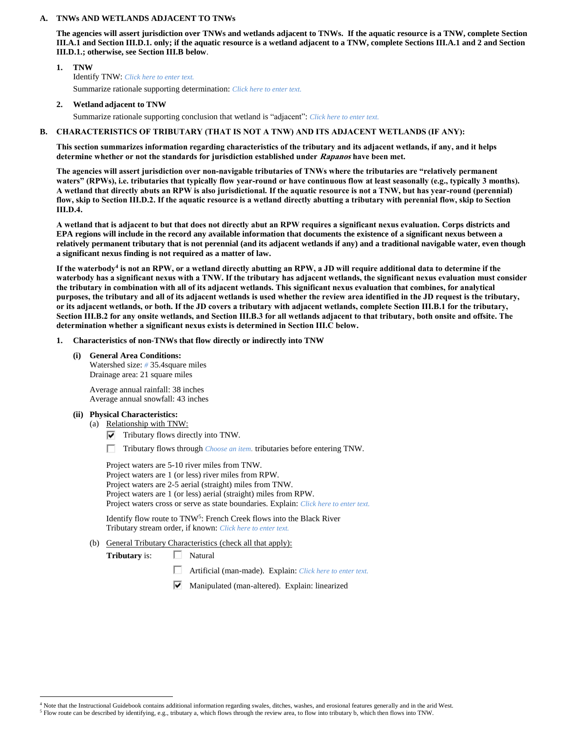## A. TNWs AND WETLANDS ADJACENT TO TNWs

**The agencies will assert jurisdiction over TNWs and wetlands adjacent to TNWs. If the aquatic resource is a TNW, complete Section III.A.1 and Section III.D.1. only; if the aquatic resource is a wetland adjacent to a TNW, complete Sections III.A.1 and 2 and Section III.D.1.; otherwise, see Section III.B below**.

**1. TNW**

Identify TNW: *Click here to enter text.*

Summarize rationale supporting determination: *Click here to enter text.*

**2. Wetland adjacent to TNW**

Summarize rationale supporting conclusion that wetland is "adjacent": *Click here to enter text.*

## B. CHARACTERISTICS OF TRIBUTARY (THAT IS NOT A TNW) AND ITS ADJACENT WETLANDS (IF ANY):

**This section summarizes information regarding characteristics of the tributary and its adjacent wetlands, if any, and it helps determine whether or not the standards for jurisdiction established under *Rapanos* have been met.**

**The agencies will assert jurisdiction over non-navigable tributaries of TNWs where the tributaries are "relatively permanent waters" (RPWs), i.e. tributaries that typically flow year-round or have continuous flow at least seasonally (e.g., typically 3 months). A wetland that directly abuts an RPW is also jurisdictional. If the aquatic resource is not a TNW, but has year-round (perennial) flow, skip to Section III.D.2. If the aquatic resource is a wetland directly abutting a tributary with perennial flow, skip to Section III.D.4.**

**A wetland that is adjacent to but that does not directly abut an RPW requires a significant nexus evaluation. Corps districts and EPA regions will include in the record any available information that documents the existence of a significant nexus between a relatively permanent tributary that is not perennial (and its adjacent wetlands if any) and a traditional navigable water, even though a significant nexus finding is not required as a matter of law.**

**If the waterbody[4] is not an RPW, or a wetland directly abutting an RPW, a JD will require additional data to determine if the waterbody has a significant nexus with a TNW. If the tributary has adjacent wetlands, the significant nexus evaluation must consider the tributary in combination with all of its adjacent wetlands. This significant nexus evaluation that combines, for analytical purposes, the tributary and all of its adjacent wetlands is used whether the review area identified in the JD request is the tributary, or its adjacent wetlands, or both. If the JD covers a tributary with adjacent wetlands, complete Section III.B.1 for the tributary, Section III.B.2 for any onsite wetlands, and Section III.B.3 for all wetlands adjacent to that tributary, both onsite and offsite. The determination whether a significant nexus exists is determined in Section III.C below.**

**1. Characteristics of non-TNWs that flow directly or indirectly into TNW**

**(i) General Area Conditions:**

Watershed size: # 35.4square miles
Drainage area: 21 square miles

Average annual rainfall: 38 inches
Average annual snowfall: 43 inches

**(ii) Physical Characteristics:**

(a) Relationship with TNW:

☑ Tributary flows directly into TNW.

☐ Tributary flows through *Choose an item.* tributaries before entering TNW.

Project waters are 5-10 river miles from TNW.
Project waters are 1 (or less) river miles from RPW.
Project waters are 2-5 aerial (straight) miles from TNW.
Project waters are 1 (or less) aerial (straight) miles from RPW.
Project waters cross or serve as state boundaries. Explain: *Click here to enter text.*

Identify flow route to TNW[5]: French Creek flows into the Black River
Tributary stream order, if known: *Click here to enter text.*

(b) General Tributary Characteristics (check all that apply):

**Tributary** is:

☐ Natural

☐ Artificial (man-made). Explain: *Click here to enter text.*

☑ Manipulated (man-altered). Explain: linearized

[4] Note that the Instructional Guidebook contains additional information regarding swales, ditches, washes, and erosional features generally and in the arid West.

[5] Flow route can be described by identifying, e.g., tributary a, which flows through the review area, to flow into tributary b, which then flows into TNW.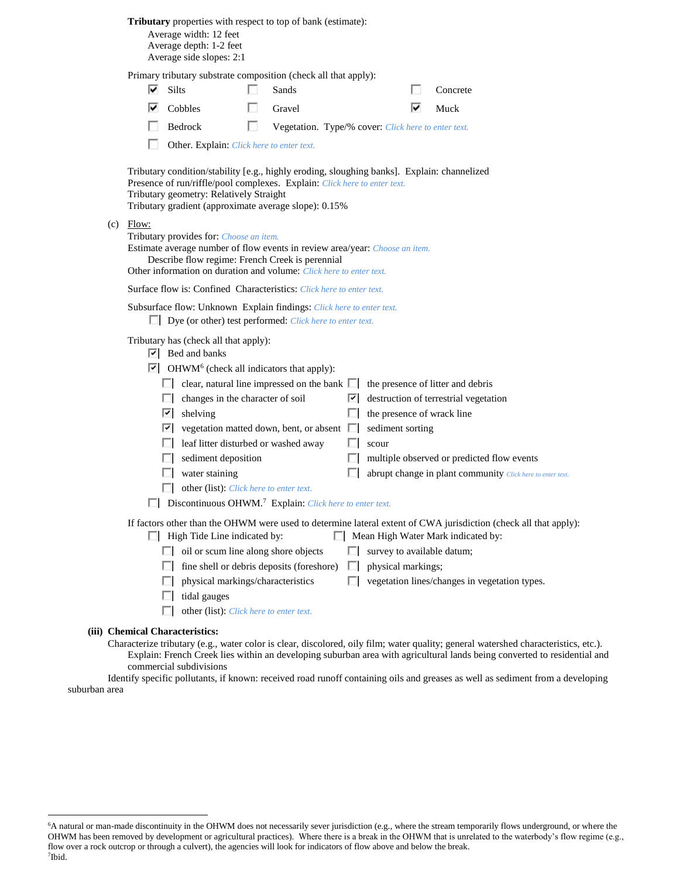**Tributary** properties with respect to top of bank (estimate):

Average width: 12 feet
Average depth: 1-2 feet
Average side slopes: 2:1

Primary tributary substrate composition (check all that apply):

- ☑ Silts
- ☐ Sands
- ☐ Concrete
- ☑ Cobbles
- ☐ Gravel
- ☑ Muck
- ☐ Bedrock
- ☐ Vegetation. Type/% cover: *Click here to enter text.*
- ☐ Other. Explain: *Click here to enter text.*

Tributary condition/stability [e.g., highly eroding, sloughing banks]. Explain: channelized
Presence of run/riffle/pool complexes. Explain: *Click here to enter text.*
Tributary geometry: Relatively Straight
Tributary gradient (approximate average slope): 0.15%

(c) Flow:

Tributary provides for: *Choose an item.*
Estimate average number of flow events in review area/year: *Choose an item.*
Describe flow regime: French Creek is perennial
Other information on duration and volume: *Click here to enter text.*

Surface flow is: Confined Characteristics: *Click here to enter text.*

Subsurface flow: Unknown Explain findings: *Click here to enter text.*

- ☐ Dye (or other) test performed: *Click here to enter text.*

Tributary has (check all that apply):

- ☑ Bed and banks
- ☑ OHWM[6] (check all indicators that apply):
  - ☐ clear, natural line impressed on the bank
  - ☐ the presence of litter and debris
  - ☐ changes in the character of soil
  - ☑ destruction of terrestrial vegetation
  - ☑ shelving
  - ☐ the presence of wrack line
  - ☑ vegetation matted down, bent, or absent
  - ☐ sediment sorting
  - ☐ leaf litter disturbed or washed away
  - ☐ scour
  - ☐ sediment deposition
  - ☐ multiple observed or predicted flow events
  - ☐ water staining
  - ☐ abrupt change in plant community *Click here to enter text.*
  - ☐ other (list): *Click here to enter text.*
- ☐ Discontinuous OHWM.[7] Explain: *Click here to enter text.*

If factors other than the OHWM were used to determine lateral extent of CWA jurisdiction (check all that apply):

- ☐ High Tide Line indicated by:
  - ☐ oil or scum line along shore objects
  - ☐ fine shell or debris deposits (foreshore)
  - ☐ physical markings/characteristics
  - ☐ tidal gauges
  - ☐ other (list): *Click here to enter text.*
- ☐ Mean High Water Mark indicated by:
  - ☐ survey to available datum;
  - ☐ physical markings;
  - ☐ vegetation lines/changes in vegetation types.

**(iii) Chemical Characteristics:**

Characterize tributary (e.g., water color is clear, discolored, oily film; water quality; general watershed characteristics, etc.).
Explain: French Creek lies within an developing suburban area with agricultural lands being converted to residential and commercial subdivisions

Identify specific pollutants, if known: received road runoff containing oils and greases as well as sediment from a developing suburban area

---

[6]A natural or man-made discontinuity in the OHWM does not necessarily sever jurisdiction (e.g., where the stream temporarily flows underground, or where the OHWM has been removed by development or agricultural practices). Where there is a break in the OHWM that is unrelated to the waterbody's flow regime (e.g., flow over a rock outcrop or through a culvert), the agencies will look for indicators of flow above and below the break.
[7]Ibid.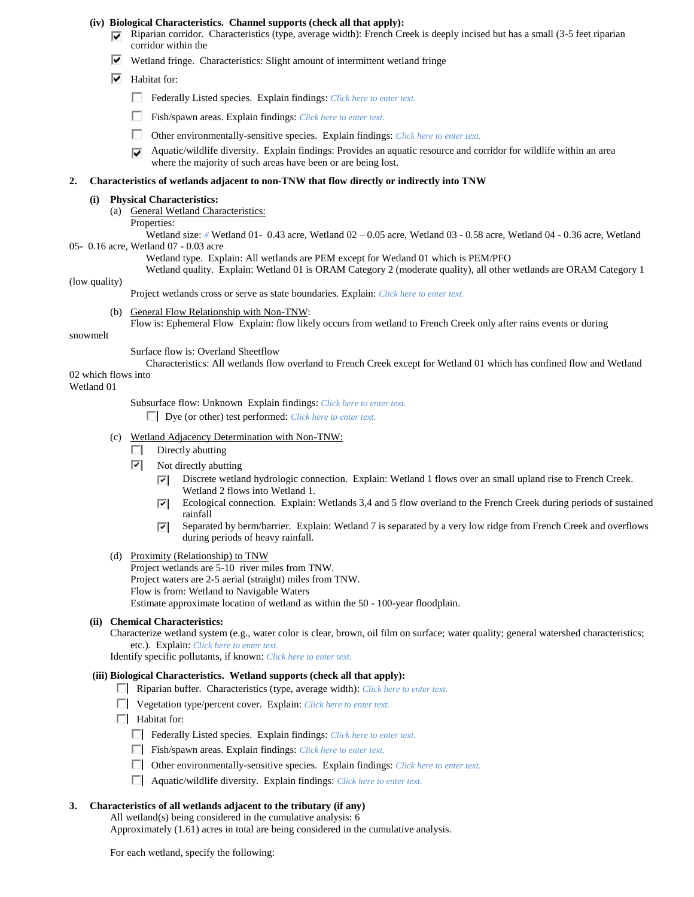**(iv) Biological Characteristics. Channel supports (check all that apply):**

- [x] Riparian corridor. Characteristics (type, average width): French Creek is deeply incised but has a small (3-5 feet riparian corridor within the
- [x] Wetland fringe. Characteristics: Slight amount of intermittent wetland fringe
- [x] Habitat for:
  - [ ] Federally Listed species. Explain findings: *Click here to enter text.*
  - [ ] Fish/spawn areas. Explain findings: *Click here to enter text.*
  - [ ] Other environmentally-sensitive species. Explain findings: *Click here to enter text.*
  - [x] Aquatic/wildlife diversity. Explain findings: Provides an aquatic resource and corridor for wildlife within an area where the majority of such areas have been or are being lost.

**2. Characteristics of wetlands adjacent to non-TNW that flow directly or indirectly into TNW**

**(i) Physical Characteristics:**

(a) General Wetland Characteristics:

Properties:

Wetland size: # Wetland 01- 0.43 acre, Wetland 02 – 0.05 acre, Wetland 03 - 0.58 acre, Wetland 04 - 0.36 acre, Wetland 05- 0.16 acre, Wetland 07 - 0.03 acre

Wetland type. Explain: All wetlands are PEM except for Wetland 01 which is PEM/PFO

Wetland quality. Explain: Wetland 01 is ORAM Category 2 (moderate quality), all other wetlands are ORAM Category 1 (low quality)

Project wetlands cross or serve as state boundaries. Explain: *Click here to enter text.*

(b) General Flow Relationship with Non-TNW:

Flow is: Ephemeral Flow Explain: flow likely occurs from wetland to French Creek only after rains events or during snowmelt

Surface flow is: Overland Sheetflow

Characteristics: All wetlands flow overland to French Creek except for Wetland 01 which has confined flow and Wetland 02 which flows into Wetland 01

Subsurface flow: Unknown Explain findings: *Click here to enter text.*

- [ ] Dye (or other) test performed: *Click here to enter text.*

(c) Wetland Adjacency Determination with Non-TNW:

- [ ] Directly abutting
- [x] Not directly abutting
  - [x] Discrete wetland hydrologic connection. Explain: Wetland 1 flows over an small upland rise to French Creek. Wetland 2 flows into Wetland 1.
  - [x] Ecological connection. Explain: Wetlands 3,4 and 5 flow overland to the French Creek during periods of sustained rainfall
  - [x] Separated by berm/barrier. Explain: Wetland 7 is separated by a very low ridge from French Creek and overflows during periods of heavy rainfall.

(d) Proximity (Relationship) to TNW

Project wetlands are 5-10 river miles from TNW.
Project waters are 2-5 aerial (straight) miles from TNW.
Flow is from: Wetland to Navigable Waters
Estimate approximate location of wetland as within the 50 - 100-year floodplain.

**(ii) Chemical Characteristics:**

Characterize wetland system (e.g., water color is clear, brown, oil film on surface; water quality; general watershed characteristics; etc.). Explain: *Click here to enter text.*

Identify specific pollutants, if known: *Click here to enter text.*

**(iii) Biological Characteristics. Wetland supports (check all that apply):**

- [ ] Riparian buffer. Characteristics (type, average width): *Click here to enter text.*
- [ ] Vegetation type/percent cover. Explain: *Click here to enter text.*
- [ ] Habitat for:
  - [ ] Federally Listed species. Explain findings: *Click here to enter text.*
  - [ ] Fish/spawn areas. Explain findings: *Click here to enter text.*
  - [ ] Other environmentally-sensitive species. Explain findings: *Click here to enter text.*
  - [ ] Aquatic/wildlife diversity. Explain findings: *Click here to enter text.*

**3. Characteristics of all wetlands adjacent to the tributary (if any)**

All wetland(s) being considered in the cumulative analysis: 6
Approximately (1.61) acres in total are being considered in the cumulative analysis.

For each wetland, specify the following: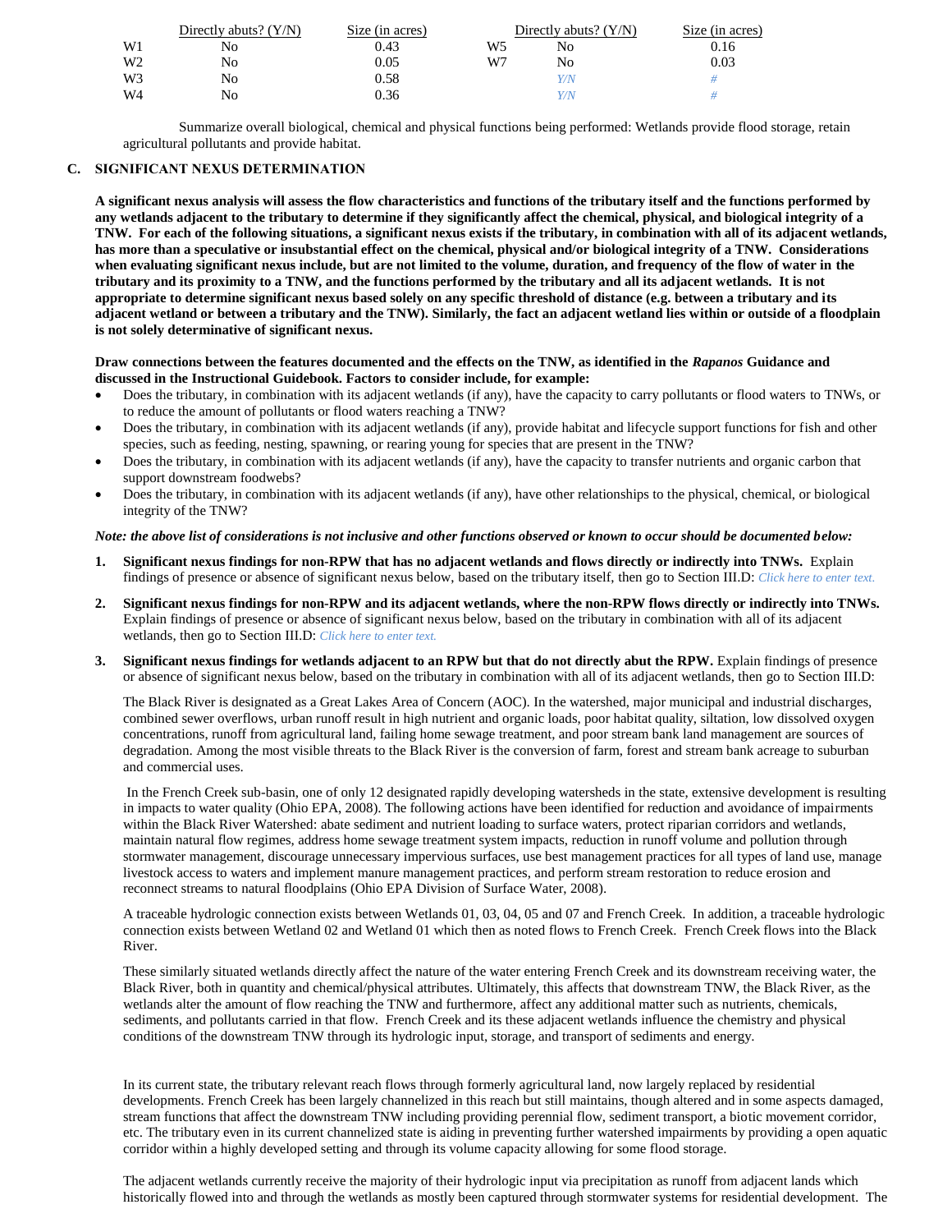| | Directly abuts? (Y/N) | Size (in acres) | | Directly abuts? (Y/N) | Size (in acres) |
|---|---|---|---|---|---|
| W1 | No | 0.43 | W5 | No | 0.16 |
| W2 | No | 0.05 | W7 | No | 0.03 |
| W3 | No | 0.58 | | *Y/N* | *#* |
| W4 | No | 0.36 | | *Y/N* | *#* |

Summarize overall biological, chemical and physical functions being performed: Wetlands provide flood storage, retain agricultural pollutants and provide habitat.

### C. SIGNIFICANT NEXUS DETERMINATION

**A significant nexus analysis will assess the flow characteristics and functions of the tributary itself and the functions performed by any wetlands adjacent to the tributary to determine if they significantly affect the chemical, physical, and biological integrity of a TNW. For each of the following situations, a significant nexus exists if the tributary, in combination with all of its adjacent wetlands, has more than a speculative or insubstantial effect on the chemical, physical and/or biological integrity of a TNW. Considerations when evaluating significant nexus include, but are not limited to the volume, duration, and frequency of the flow of water in the tributary and its proximity to a TNW, and the functions performed by the tributary and all its adjacent wetlands. It is not appropriate to determine significant nexus based solely on any specific threshold of distance (e.g. between a tributary and its adjacent wetland or between a tributary and the TNW). Similarly, the fact an adjacent wetland lies within or outside of a floodplain is not solely determinative of significant nexus.**

**Draw connections between the features documented and the effects on the TNW, as identified in the *Rapanos* Guidance and discussed in the Instructional Guidebook. Factors to consider include, for example:**

- Does the tributary, in combination with its adjacent wetlands (if any), have the capacity to carry pollutants or flood waters to TNWs, or to reduce the amount of pollutants or flood waters reaching a TNW?
- Does the tributary, in combination with its adjacent wetlands (if any), provide habitat and lifecycle support functions for fish and other species, such as feeding, nesting, spawning, or rearing young for species that are present in the TNW?
- Does the tributary, in combination with its adjacent wetlands (if any), have the capacity to transfer nutrients and organic carbon that support downstream foodwebs?
- Does the tributary, in combination with its adjacent wetlands (if any), have other relationships to the physical, chemical, or biological integrity of the TNW?

***Note: the above list of considerations is not inclusive and other functions observed or known to occur should be documented below:***

1. **Significant nexus findings for non-RPW that has no adjacent wetlands and flows directly or indirectly into TNWs.** Explain findings of presence or absence of significant nexus below, based on the tributary itself, then go to Section III.D: *Click here to enter text.*

2. **Significant nexus findings for non-RPW and its adjacent wetlands, where the non-RPW flows directly or indirectly into TNWs.** Explain findings of presence or absence of significant nexus below, based on the tributary in combination with all of its adjacent wetlands, then go to Section III.D: *Click here to enter text.*

3. **Significant nexus findings for wetlands adjacent to an RPW but that do not directly abut the RPW.** Explain findings of presence or absence of significant nexus below, based on the tributary in combination with all of its adjacent wetlands, then go to Section III.D:

   The Black River is designated as a Great Lakes Area of Concern (AOC). In the watershed, major municipal and industrial discharges, combined sewer overflows, urban runoff result in high nutrient and organic loads, poor habitat quality, siltation, low dissolved oxygen concentrations, runoff from agricultural land, failing home sewage treatment, and poor stream bank land management are sources of degradation. Among the most visible threats to the Black River is the conversion of farm, forest and stream bank acreage to suburban and commercial uses.

   In the French Creek sub-basin, one of only 12 designated rapidly developing watersheds in the state, extensive development is resulting in impacts to water quality (Ohio EPA, 2008). The following actions have been identified for reduction and avoidance of impairments within the Black River Watershed: abate sediment and nutrient loading to surface waters, protect riparian corridors and wetlands, maintain natural flow regimes, address home sewage treatment system impacts, reduction in runoff volume and pollution through stormwater management, discourage unnecessary impervious surfaces, use best management practices for all types of land use, manage livestock access to waters and implement manure management practices, and perform stream restoration to reduce erosion and reconnect streams to natural floodplains (Ohio EPA Division of Surface Water, 2008).

   A traceable hydrologic connection exists between Wetlands 01, 03, 04, 05 and 07 and French Creek. In addition, a traceable hydrologic connection exists between Wetland 02 and Wetland 01 which then as noted flows to French Creek. French Creek flows into the Black River.

   These similarly situated wetlands directly affect the nature of the water entering French Creek and its downstream receiving water, the Black River, both in quantity and chemical/physical attributes. Ultimately, this affects that downstream TNW, the Black River, as the wetlands alter the amount of flow reaching the TNW and furthermore, affect any additional matter such as nutrients, chemicals, sediments, and pollutants carried in that flow. French Creek and its these adjacent wetlands influence the chemistry and physical conditions of the downstream TNW through its hydrologic input, storage, and transport of sediments and energy.

   In its current state, the tributary relevant reach flows through formerly agricultural land, now largely replaced by residential developments. French Creek has been largely channelized in this reach but still maintains, though altered and in some aspects damaged, stream functions that affect the downstream TNW including providing perennial flow, sediment transport, a biotic movement corridor, etc. The tributary even in its current channelized state is aiding in preventing further watershed impairments by providing a open aquatic corridor within a highly developed setting and through its volume capacity allowing for some flood storage.

   The adjacent wetlands currently receive the majority of their hydrologic input via precipitation as runoff from adjacent lands which historically flowed into and through the wetlands as mostly been captured through stormwater systems for residential development. The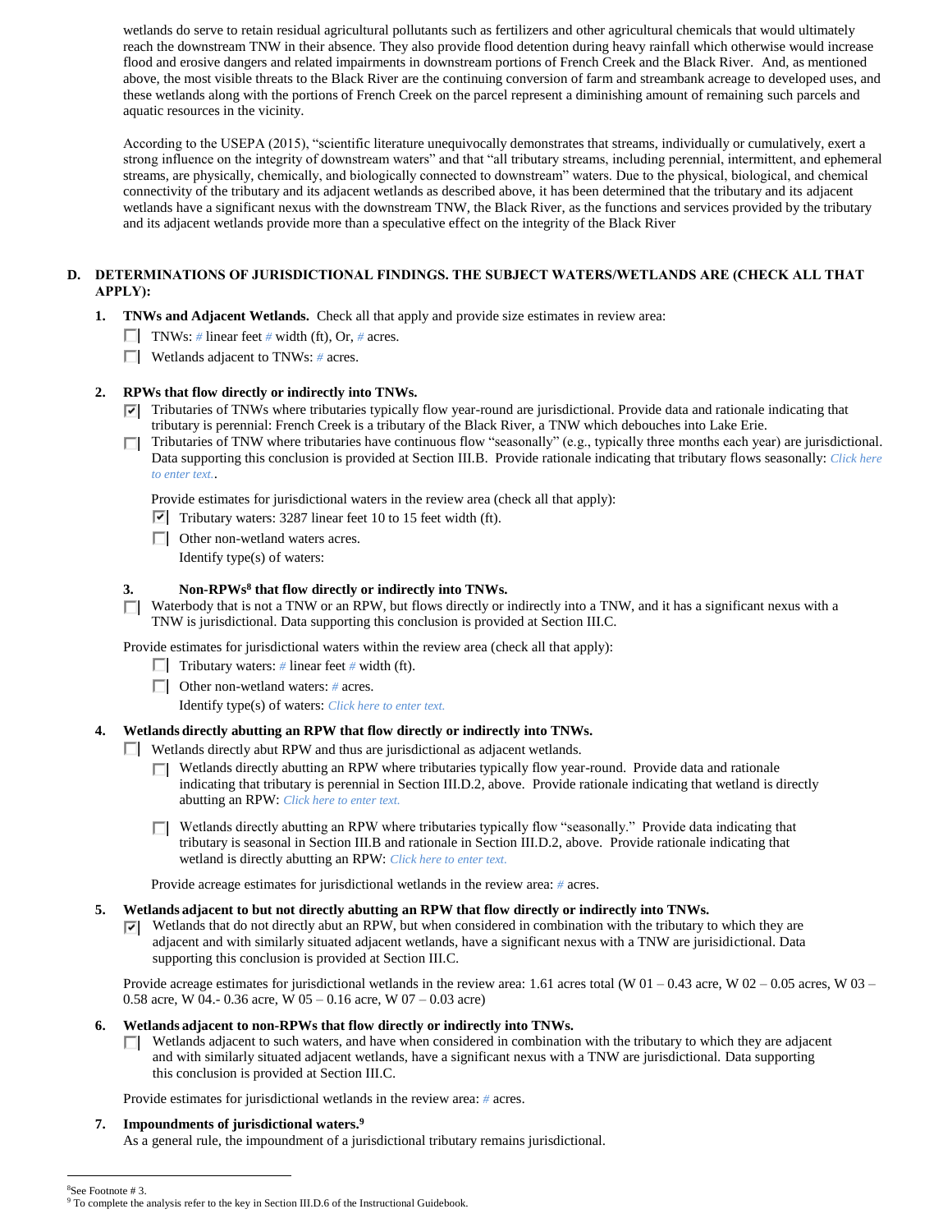wetlands do serve to retain residual agricultural pollutants such as fertilizers and other agricultural chemicals that would ultimately reach the downstream TNW in their absence. They also provide flood detention during heavy rainfall which otherwise would increase flood and erosive dangers and related impairments in downstream portions of French Creek and the Black River. And, as mentioned above, the most visible threats to the Black River are the continuing conversion of farm and streambank acreage to developed uses, and these wetlands along with the portions of French Creek on the parcel represent a diminishing amount of remaining such parcels and aquatic resources in the vicinity.

According to the USEPA (2015), "scientific literature unequivocally demonstrates that streams, individually or cumulatively, exert a strong influence on the integrity of downstream waters" and that "all tributary streams, including perennial, intermittent, and ephemeral streams, are physically, chemically, and biologically connected to downstream" waters. Due to the physical, biological, and chemical connectivity of the tributary and its adjacent wetlands as described above, it has been determined that the tributary and its adjacent wetlands have a significant nexus with the downstream TNW, the Black River, as the functions and services provided by the tributary and its adjacent wetlands provide more than a speculative effect on the integrity of the Black River

## D. DETERMINATIONS OF JURISDICTIONAL FINDINGS. THE SUBJECT WATERS/WETLANDS ARE (CHECK ALL THAT APPLY):

**1. TNWs and Adjacent Wetlands.** Check all that apply and provide size estimates in review area:

- ☐ TNWs: # linear feet # width (ft), Or, # acres.
- ☐ Wetlands adjacent to TNWs: # acres.

**2. RPWs that flow directly or indirectly into TNWs.**

- ☑ Tributaries of TNWs where tributaries typically flow year-round are jurisdictional. Provide data and rationale indicating that tributary is perennial: French Creek is a tributary of the Black River, a TNW which debouches into Lake Erie.
- ☐ Tributaries of TNW where tributaries have continuous flow "seasonally" (e.g., typically three months each year) are jurisdictional. Data supporting this conclusion is provided at Section III.B. Provide rationale indicating that tributary flows seasonally: *Click here to enter text.*.

Provide estimates for jurisdictional waters in the review area (check all that apply):

- ☑ Tributary waters: 3287 linear feet 10 to 15 feet width (ft).
- ☐ Other non-wetland waters acres.

  Identify type(s) of waters:

**3. Non-RPWs[8] that flow directly or indirectly into TNWs.**

- ☐ Waterbody that is not a TNW or an RPW, but flows directly or indirectly into a TNW, and it has a significant nexus with a TNW is jurisdictional. Data supporting this conclusion is provided at Section III.C.

Provide estimates for jurisdictional waters within the review area (check all that apply):

- ☐ Tributary waters: # linear feet # width (ft).
- ☐ Other non-wetland waters: # acres.

  Identify type(s) of waters: *Click here to enter text.*

**4. Wetlands directly abutting an RPW that flow directly or indirectly into TNWs.**

- ☐ Wetlands directly abut RPW and thus are jurisdictional as adjacent wetlands.
  - ☐ Wetlands directly abutting an RPW where tributaries typically flow year-round. Provide data and rationale indicating that tributary is perennial in Section III.D.2, above. Provide rationale indicating that wetland is directly abutting an RPW: *Click here to enter text.*
  - ☐ Wetlands directly abutting an RPW where tributaries typically flow "seasonally." Provide data indicating that tributary is seasonal in Section III.B and rationale in Section III.D.2, above. Provide rationale indicating that wetland is directly abutting an RPW: *Click here to enter text.*

Provide acreage estimates for jurisdictional wetlands in the review area: # acres.

**5. Wetlands adjacent to but not directly abutting an RPW that flow directly or indirectly into TNWs.**

- ☑ Wetlands that do not directly abut an RPW, but when considered in combination with the tributary to which they are adjacent and with similarly situated adjacent wetlands, have a significant nexus with a TNW are jurisidictional. Data supporting this conclusion is provided at Section III.C.

Provide acreage estimates for jurisdictional wetlands in the review area: 1.61 acres total (W 01 – 0.43 acre, W 02 – 0.05 acres, W 03 – 0.58 acre, W 04.- 0.36 acre, W 05 – 0.16 acre, W 07 – 0.03 acre)

**6. Wetlands adjacent to non-RPWs that flow directly or indirectly into TNWs.**

- ☐ Wetlands adjacent to such waters, and have when considered in combination with the tributary to which they are adjacent and with similarly situated adjacent wetlands, have a significant nexus with a TNW are jurisdictional. Data supporting this conclusion is provided at Section III.C.

Provide estimates for jurisdictional wetlands in the review area: # acres.

**7. Impoundments of jurisdictional waters.[9]**

As a general rule, the impoundment of a jurisdictional tributary remains jurisdictional.

---

[8] See Footnote # 3.

[9] To complete the analysis refer to the key in Section III.D.6 of the Instructional Guidebook.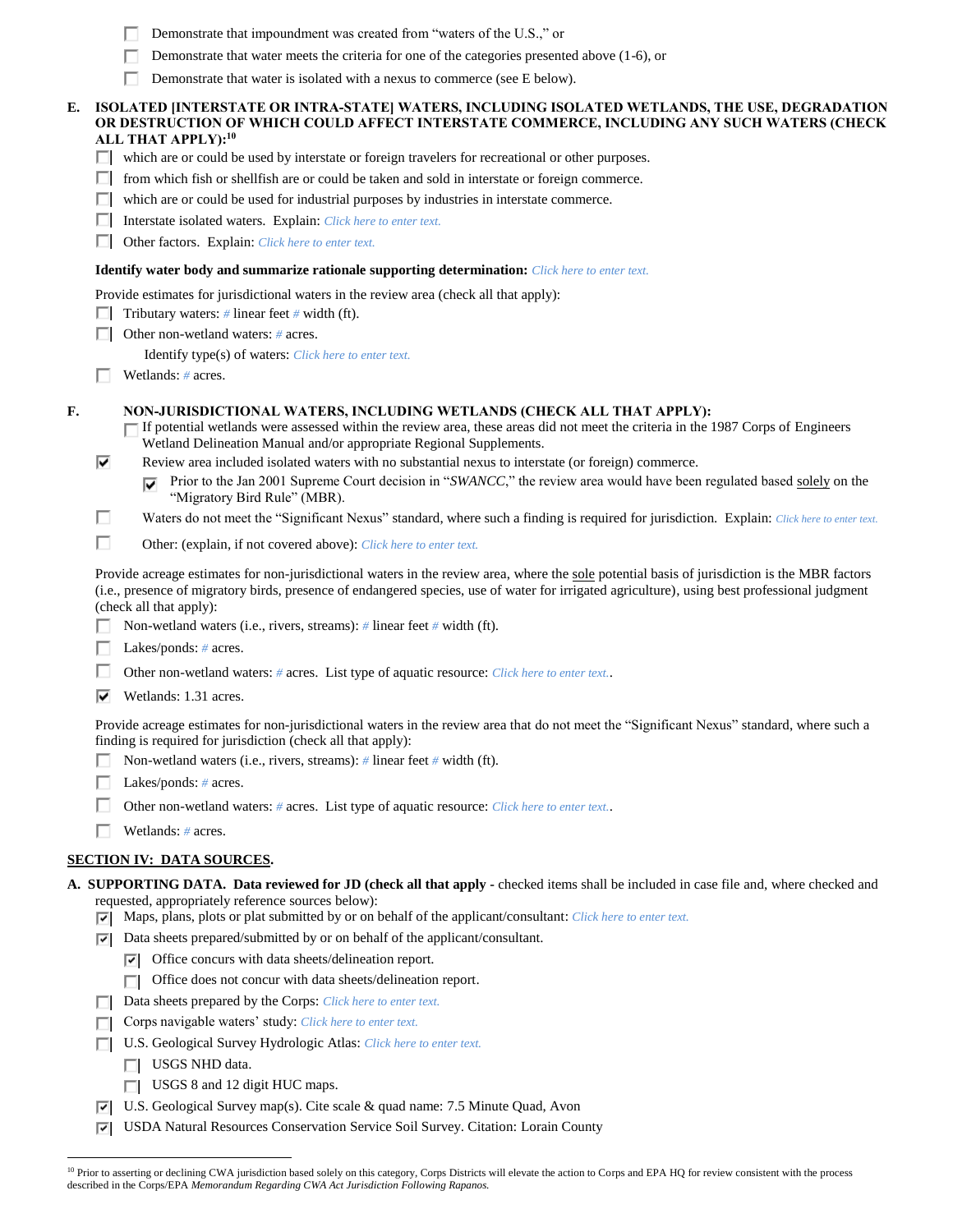- ☐ Demonstrate that impoundment was created from "waters of the U.S.," or
- ☐ Demonstrate that water meets the criteria for one of the categories presented above (1-6), or
- ☐ Demonstrate that water is isolated with a nexus to commerce (see E below).

**E. ISOLATED [INTERSTATE OR INTRA-STATE] WATERS, INCLUDING ISOLATED WETLANDS, THE USE, DEGRADATION OR DESTRUCTION OF WHICH COULD AFFECT INTERSTATE COMMERCE, INCLUDING ANY SUCH WATERS (CHECK ALL THAT APPLY):[10]**

- ☐ which are or could be used by interstate or foreign travelers for recreational or other purposes.
- ☐ from which fish or shellfish are or could be taken and sold in interstate or foreign commerce.
- ☐ which are or could be used for industrial purposes by industries in interstate commerce.
- ☐ Interstate isolated waters. Explain: *Click here to enter text.*
- ☐ Other factors. Explain: *Click here to enter text.*

**Identify water body and summarize rationale supporting determination:** *Click here to enter text.*

Provide estimates for jurisdictional waters in the review area (check all that apply):

- ☐ Tributary waters: # linear feet # width (ft).
- ☐ Other non-wetland waters: # acres.
  - Identify type(s) of waters: *Click here to enter text.*
- ☐ Wetlands: # acres.

**F. NON-JURISDICTIONAL WATERS, INCLUDING WETLANDS (CHECK ALL THAT APPLY):**

- ☐ If potential wetlands were assessed within the review area, these areas did not meet the criteria in the 1987 Corps of Engineers Wetland Delineation Manual and/or appropriate Regional Supplements.
- ☑ Review area included isolated waters with no substantial nexus to interstate (or foreign) commerce.
  - ☑ Prior to the Jan 2001 Supreme Court decision in "*SWANCC*," the review area would have been regulated based solely on the "Migratory Bird Rule" (MBR).
- ☐ Waters do not meet the "Significant Nexus" standard, where such a finding is required for jurisdiction. Explain: *Click here to enter text.*
- ☐ Other: (explain, if not covered above): *Click here to enter text.*

Provide acreage estimates for non-jurisdictional waters in the review area, where the sole potential basis of jurisdiction is the MBR factors (i.e., presence of migratory birds, presence of endangered species, use of water for irrigated agriculture), using best professional judgment (check all that apply):

- ☐ Non-wetland waters (i.e., rivers, streams): # linear feet # width (ft).
- ☐ Lakes/ponds: # acres.
- ☐ Other non-wetland waters: # acres. List type of aquatic resource: *Click here to enter text.*.
- ☑ Wetlands: 1.31 acres.

Provide acreage estimates for non-jurisdictional waters in the review area that do not meet the "Significant Nexus" standard, where such a finding is required for jurisdiction (check all that apply):

- ☐ Non-wetland waters (i.e., rivers, streams): # linear feet # width (ft).
- ☐ Lakes/ponds: # acres.
- ☐ Other non-wetland waters: # acres. List type of aquatic resource: *Click here to enter text.*.
- ☐ Wetlands: # acres.

## SECTION IV: DATA SOURCES.

**A. SUPPORTING DATA. Data reviewed for JD (check all that apply -** checked items shall be included in case file and, where checked and requested, appropriately reference sources below):

- ☑ Maps, plans, plots or plat submitted by or on behalf of the applicant/consultant: *Click here to enter text.*
- ☑ Data sheets prepared/submitted by or on behalf of the applicant/consultant.
  - ☑ Office concurs with data sheets/delineation report.
  - ☐ Office does not concur with data sheets/delineation report.
- ☐ Data sheets prepared by the Corps: *Click here to enter text.*
- ☐ Corps navigable waters' study: *Click here to enter text.*
- ☐ U.S. Geological Survey Hydrologic Atlas: *Click here to enter text.*
  - ☐ USGS NHD data.
  - ☐ USGS 8 and 12 digit HUC maps.
- ☑ U.S. Geological Survey map(s). Cite scale & quad name: 7.5 Minute Quad, Avon
- ☑ USDA Natural Resources Conservation Service Soil Survey. Citation: Lorain County

[10] Prior to asserting or declining CWA jurisdiction based solely on this category, Corps Districts will elevate the action to Corps and EPA HQ for review consistent with the process described in the Corps/EPA *Memorandum Regarding CWA Act Jurisdiction Following Rapanos.*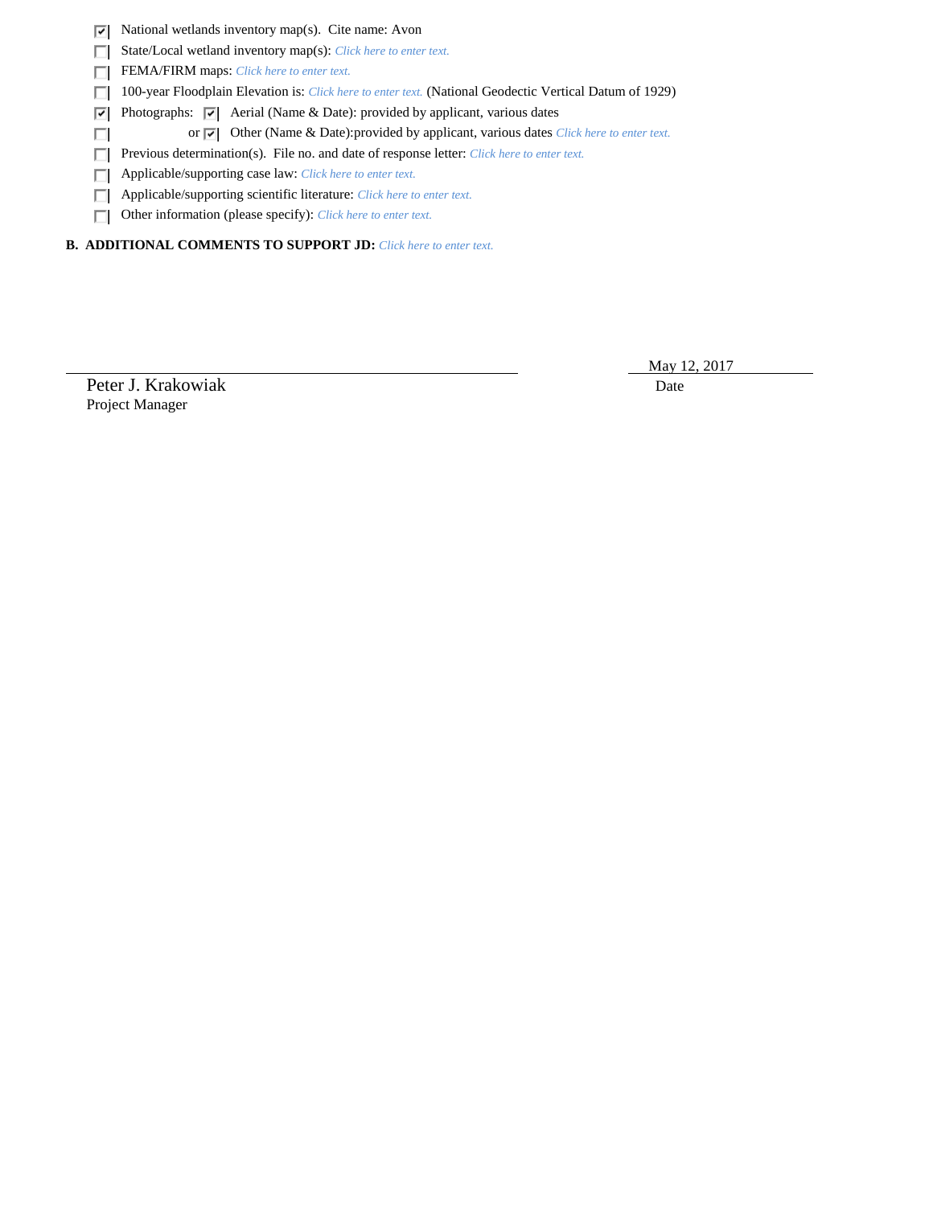- [x] National wetlands inventory map(s). Cite name: Avon
- [ ] State/Local wetland inventory map(s): *Click here to enter text.*
- [ ] FEMA/FIRM maps: *Click here to enter text.*
- [ ] 100-year Floodplain Elevation is: *Click here to enter text.* (National Geodectic Vertical Datum of 1929)
- [x] Photographs: [x] Aerial (Name & Date): provided by applicant, various dates
- [ ] or [x] Other (Name & Date):provided by applicant, various dates *Click here to enter text.*
- [ ] Previous determination(s). File no. and date of response letter: *Click here to enter text.*
- [ ] Applicable/supporting case law: *Click here to enter text.*
- [ ] Applicable/supporting scientific literature: *Click here to enter text.*
- [ ] Other information (please specify): *Click here to enter text.*

**B. ADDITIONAL COMMENTS TO SUPPORT JD:** *Click here to enter text.*

Peter J. Krakowiak
Project Manager

May 12, 2017
Date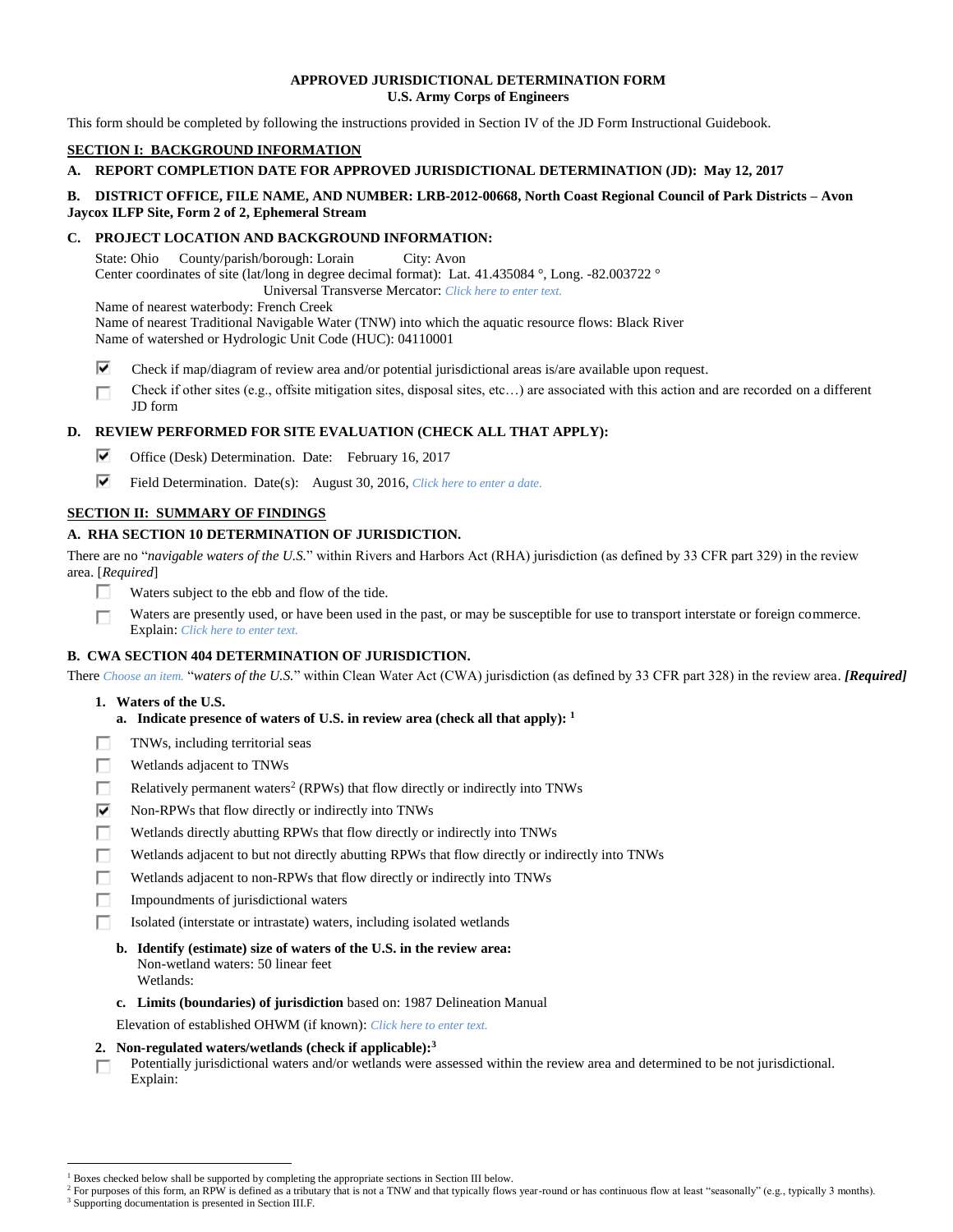**APPROVED JURISDICTIONAL DETERMINATION FORM**
**U.S. Army Corps of Engineers**

This form should be completed by following the instructions provided in Section IV of the JD Form Instructional Guidebook.

## SECTION I: BACKGROUND INFORMATION

**A. REPORT COMPLETION DATE FOR APPROVED JURISDICTIONAL DETERMINATION (JD): May 12, 2017**

**B. DISTRICT OFFICE, FILE NAME, AND NUMBER: LRB-2012-00668, North Coast Regional Council of Park Districts – Avon Jaycox ILFP Site, Form 2 of 2, Ephemeral Stream**

**C. PROJECT LOCATION AND BACKGROUND INFORMATION:**

State: Ohio County/parish/borough: Lorain City: Avon
Center coordinates of site (lat/long in degree decimal format): Lat. 41.435084 °, Long. -82.003722 °
Universal Transverse Mercator: *Click here to enter text.*
Name of nearest waterbody: French Creek
Name of nearest Traditional Navigable Water (TNW) into which the aquatic resource flows: Black River
Name of watershed or Hydrologic Unit Code (HUC): 04110001

- [x] Check if map/diagram of review area and/or potential jurisdictional areas is/are available upon request.
- [ ] Check if other sites (e.g., offsite mitigation sites, disposal sites, etc…) are associated with this action and are recorded on a different JD form

**D. REVIEW PERFORMED FOR SITE EVALUATION (CHECK ALL THAT APPLY):**

- [x] Office (Desk) Determination. Date: February 16, 2017
- [x] Field Determination. Date(s): August 30, 2016, *Click here to enter a date.*

## SECTION II: SUMMARY OF FINDINGS

**A. RHA SECTION 10 DETERMINATION OF JURISDICTION.**

There are no "*navigable waters of the U.S.*" within Rivers and Harbors Act (RHA) jurisdiction (as defined by 33 CFR part 329) in the review area. [*Required*]

- [ ] Waters subject to the ebb and flow of the tide.
- [ ] Waters are presently used, or have been used in the past, or may be susceptible for use to transport interstate or foreign commerce. Explain: *Click here to enter text.*

**B. CWA SECTION 404 DETERMINATION OF JURISDICTION.**

There *Choose an item.* "*waters of the U.S.*" within Clean Water Act (CWA) jurisdiction (as defined by 33 CFR part 328) in the review area. ***[Required]***

**1. Waters of the U.S.**

**a. Indicate presence of waters of U.S. in review area (check all that apply):** [1]

- [ ] TNWs, including territorial seas
- [ ] Wetlands adjacent to TNWs
- [ ] Relatively permanent waters[2] (RPWs) that flow directly or indirectly into TNWs
- [x] Non-RPWs that flow directly or indirectly into TNWs
- [ ] Wetlands directly abutting RPWs that flow directly or indirectly into TNWs
- [ ] Wetlands adjacent to but not directly abutting RPWs that flow directly or indirectly into TNWs
- [ ] Wetlands adjacent to non-RPWs that flow directly or indirectly into TNWs
- [ ] Impoundments of jurisdictional waters
- [ ] Isolated (interstate or intrastate) waters, including isolated wetlands

**b. Identify (estimate) size of waters of the U.S. in the review area:**
Non-wetland waters: 50 linear feet
Wetlands:

**c. Limits (boundaries) of jurisdiction** based on: 1987 Delineation Manual

Elevation of established OHWM (if known): *Click here to enter text.*

**2. Non-regulated waters/wetlands (check if applicable):**[3]

- [ ] Potentially jurisdictional waters and/or wetlands were assessed within the review area and determined to be not jurisdictional. Explain:

---

[1] Boxes checked below shall be supported by completing the appropriate sections in Section III below.
[2] For purposes of this form, an RPW is defined as a tributary that is not a TNW and that typically flows year-round or has continuous flow at least "seasonally" (e.g., typically 3 months).
[3] Supporting documentation is presented in Section III.F.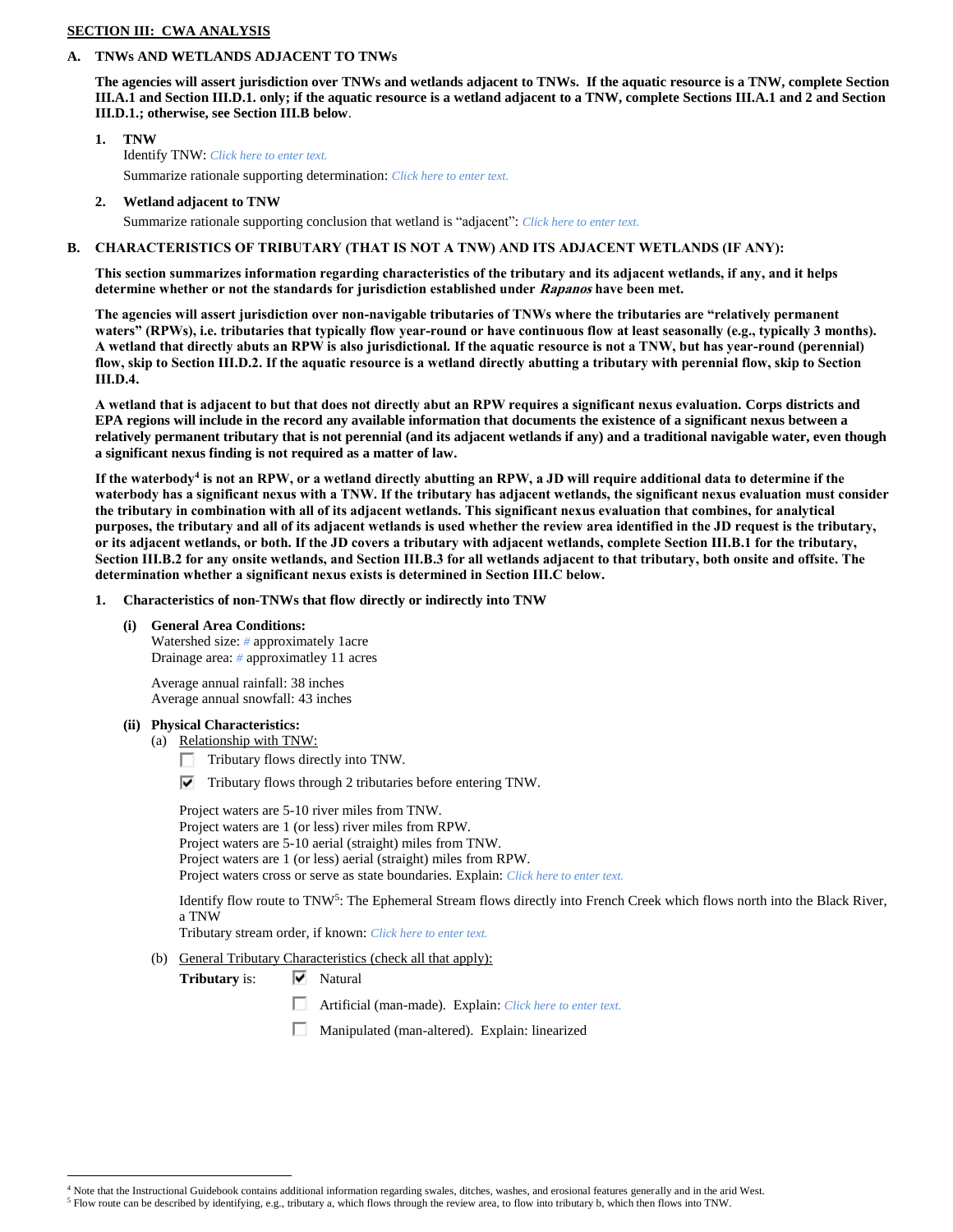## SECTION III: CWA ANALYSIS

### A. TNWs AND WETLANDS ADJACENT TO TNWs

**The agencies will assert jurisdiction over TNWs and wetlands adjacent to TNWs. If the aquatic resource is a TNW, complete Section III.A.1 and Section III.D.1. only; if the aquatic resource is a wetland adjacent to a TNW, complete Sections III.A.1 and 2 and Section III.D.1.; otherwise, see Section III.B below.**

1. **TNW**
   Identify TNW: *Click here to enter text.*
   Summarize rationale supporting determination: *Click here to enter text.*

2. **Wetland adjacent to TNW**
   Summarize rationale supporting conclusion that wetland is "adjacent": *Click here to enter text.*

### B. CHARACTERISTICS OF TRIBUTARY (THAT IS NOT A TNW) AND ITS ADJACENT WETLANDS (IF ANY):

**This section summarizes information regarding characteristics of the tributary and its adjacent wetlands, if any, and it helps determine whether or not the standards for jurisdiction established under *Rapanos* have been met.**

**The agencies will assert jurisdiction over non-navigable tributaries of TNWs where the tributaries are "relatively permanent waters" (RPWs), i.e. tributaries that typically flow year-round or have continuous flow at least seasonally (e.g., typically 3 months). A wetland that directly abuts an RPW is also jurisdictional. If the aquatic resource is not a TNW, but has year-round (perennial) flow, skip to Section III.D.2. If the aquatic resource is a wetland directly abutting a tributary with perennial flow, skip to Section III.D.4.**

**A wetland that is adjacent to but that does not directly abut an RPW requires a significant nexus evaluation. Corps districts and EPA regions will include in the record any available information that documents the existence of a significant nexus between a relatively permanent tributary that is not perennial (and its adjacent wetlands if any) and a traditional navigable water, even though a significant nexus finding is not required as a matter of law.**

**If the waterbody[4] is not an RPW, or a wetland directly abutting an RPW, a JD will require additional data to determine if the waterbody has a significant nexus with a TNW. If the tributary has adjacent wetlands, the significant nexus evaluation must consider the tributary in combination with all of its adjacent wetlands. This significant nexus evaluation that combines, for analytical purposes, the tributary and all of its adjacent wetlands is used whether the review area identified in the JD request is the tributary, or its adjacent wetlands, or both. If the JD covers a tributary with adjacent wetlands, complete Section III.B.1 for the tributary, Section III.B.2 for any onsite wetlands, and Section III.B.3 for all wetlands adjacent to that tributary, both onsite and offsite. The determination whether a significant nexus exists is determined in Section III.C below.**

1. **Characteristics of non-TNWs that flow directly or indirectly into TNW**

   **(i) General Area Conditions:**
   Watershed size: # approximately 1acre
   Drainage area: # approximatley 11 acres

   Average annual rainfall: 38 inches
   Average annual snowfall: 43 inches

   **(ii) Physical Characteristics:**
   (a) Relationship with TNW:
   - ☐ Tributary flows directly into TNW.
   - ☑ Tributary flows through 2 tributaries before entering TNW.

   Project waters are 5-10 river miles from TNW.
   Project waters are 1 (or less) river miles from RPW.
   Project waters are 5-10 aerial (straight) miles from TNW.
   Project waters are 1 (or less) aerial (straight) miles from RPW.
   Project waters cross or serve as state boundaries. Explain: *Click here to enter text.*

   Identify flow route to TNW[5]: The Ephemeral Stream flows directly into French Creek which flows north into the Black River, a TNW
   Tributary stream order, if known: *Click here to enter text.*

   (b) General Tributary Characteristics (check all that apply):
   **Tributary** is:
   - ☑ Natural
   - ☐ Artificial (man-made). Explain: *Click here to enter text.*
   - ☐ Manipulated (man-altered). Explain: linearized

---

[4] Note that the Instructional Guidebook contains additional information regarding swales, ditches, washes, and erosional features generally and in the arid West.
[5] Flow route can be described by identifying, e.g., tributary a, which flows through the review area, to flow into tributary b, which then flows into TNW.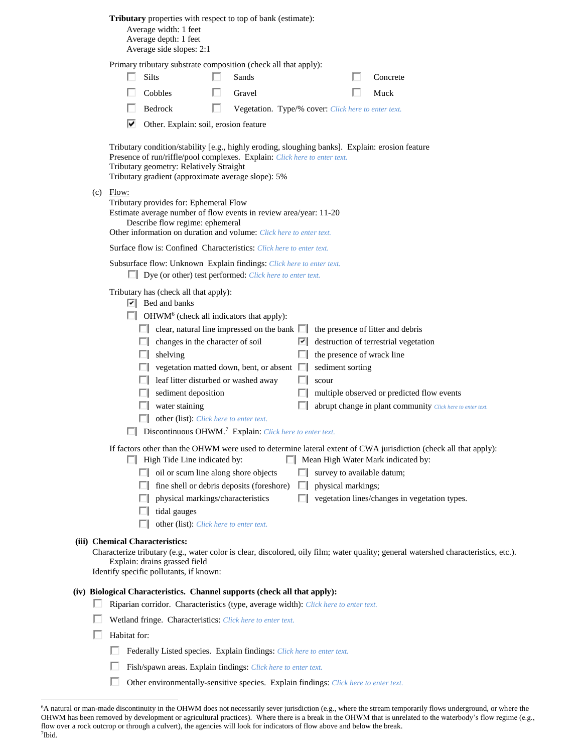**Tributary** properties with respect to top of bank (estimate):
Average width: 1 feet
Average depth: 1 feet
Average side slopes: 2:1

Primary tributary substrate composition (check all that apply):

- ☐ Silts
- ☐ Sands
- ☐ Concrete
- ☐ Cobbles
- ☐ Gravel
- ☐ Muck
- ☐ Bedrock
- ☐ Vegetation. Type/% cover: Click here to enter text.
- ☑ Other. Explain: soil, erosion feature

Tributary condition/stability [e.g., highly eroding, sloughing banks]. Explain: erosion feature
Presence of run/riffle/pool complexes. Explain: Click here to enter text.
Tributary geometry: Relatively Straight
Tributary gradient (approximate average slope): 5%

(c) Flow:
Tributary provides for: Ephemeral Flow
Estimate average number of flow events in review area/year: 11-20
Describe flow regime: ephemeral
Other information on duration and volume: Click here to enter text.

Surface flow is: Confined Characteristics: Click here to enter text.

Subsurface flow: Unknown Explain findings: Click here to enter text.
- ☐ Dye (or other) test performed: Click here to enter text.

Tributary has (check all that apply):
- ☑ Bed and banks
- ☐ OHWM[6] (check all indicators that apply):
  - ☐ clear, natural line impressed on the bank
  - ☐ the presence of litter and debris
  - ☐ changes in the character of soil
  - ☑ destruction of terrestrial vegetation
  - ☐ shelving
  - ☐ the presence of wrack line
  - ☐ vegetation matted down, bent, or absent
  - ☐ sediment sorting
  - ☐ leaf litter disturbed or washed away
  - ☐ scour
  - ☐ sediment deposition
  - ☐ multiple observed or predicted flow events
  - ☐ water staining
  - ☐ abrupt change in plant community Click here to enter text.
  - ☐ other (list): Click here to enter text.
- ☐ Discontinuous OHWM.[7] Explain: Click here to enter text.

If factors other than the OHWM were used to determine lateral extent of CWA jurisdiction (check all that apply):
- ☐ High Tide Line indicated by:
  - ☐ oil or scum line along shore objects
  - ☐ fine shell or debris deposits (foreshore)
  - ☐ physical markings/characteristics
  - ☐ tidal gauges
  - ☐ other (list): Click here to enter text.
- ☐ Mean High Water Mark indicated by:
  - ☐ survey to available datum;
  - ☐ physical markings;
  - ☐ vegetation lines/changes in vegetation types.

**(iii) Chemical Characteristics:**
Characterize tributary (e.g., water color is clear, discolored, oily film; water quality; general watershed characteristics, etc.).
Explain: drains grassed field
Identify specific pollutants, if known:

**(iv) Biological Characteristics. Channel supports (check all that apply):**
- ☐ Riparian corridor. Characteristics (type, average width): Click here to enter text.
- ☐ Wetland fringe. Characteristics: Click here to enter text.
- ☐ Habitat for:
  - ☐ Federally Listed species. Explain findings: Click here to enter text.
  - ☐ Fish/spawn areas. Explain findings: Click here to enter text.
  - ☐ Other environmentally-sensitive species. Explain findings: Click here to enter text.

---

[6]A natural or man-made discontinuity in the OHWM does not necessarily sever jurisdiction (e.g., where the stream temporarily flows underground, or where the OHWM has been removed by development or agricultural practices). Where there is a break in the OHWM that is unrelated to the waterbody's flow regime (e.g., flow over a rock outcrop or through a culvert), the agencies will look for indicators of flow above and below the break.
[7]Ibid.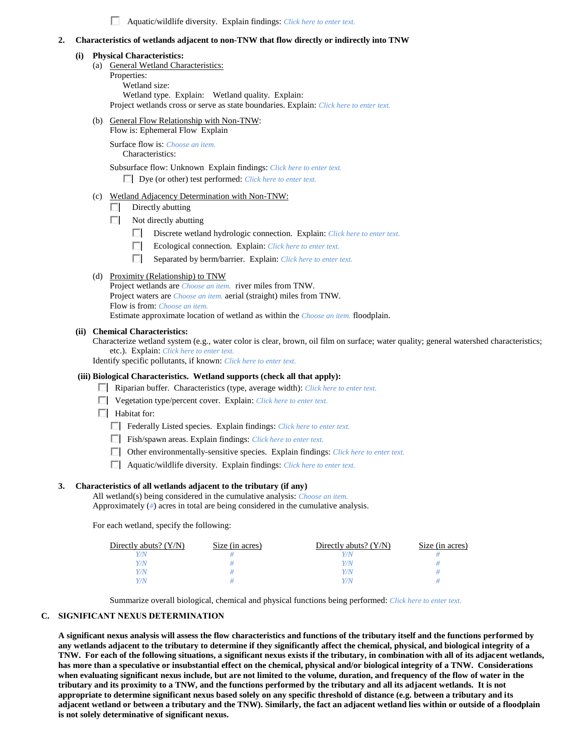☐ Aquatic/wildlife diversity. Explain findings: *Click here to enter text.*

**2. Characteristics of wetlands adjacent to non-TNW that flow directly or indirectly into TNW**

**(i) Physical Characteristics:**

(a) General Wetland Characteristics:

Properties:

Wetland size:

Wetland type. Explain: Wetland quality. Explain:

Project wetlands cross or serve as state boundaries. Explain: *Click here to enter text.*

(b) General Flow Relationship with Non-TNW:

Flow is: Ephemeral Flow Explain

Surface flow is: *Choose an item.*

Characteristics:

Subsurface flow: Unknown Explain findings: *Click here to enter text.*

☐ Dye (or other) test performed: *Click here to enter text.*

(c) Wetland Adjacency Determination with Non-TNW:

☐ Directly abutting

☐ Not directly abutting

☐ Discrete wetland hydrologic connection. Explain: *Click here to enter text.*

☐ Ecological connection. Explain: *Click here to enter text.*

☐ Separated by berm/barrier. Explain: *Click here to enter text.*

(d) Proximity (Relationship) to TNW

Project wetlands are *Choose an item.* river miles from TNW.

Project waters are *Choose an item.* aerial (straight) miles from TNW.

Flow is from: *Choose an item.*

Estimate approximate location of wetland as within the *Choose an item.* floodplain.

**(ii) Chemical Characteristics:**

Characterize wetland system (e.g., water color is clear, brown, oil film on surface; water quality; general watershed characteristics; etc.). Explain: *Click here to enter text.*

Identify specific pollutants, if known: *Click here to enter text.*

**(iii) Biological Characteristics. Wetland supports (check all that apply):**

☐ Riparian buffer. Characteristics (type, average width): *Click here to enter text.*

☐ Vegetation type/percent cover. Explain: *Click here to enter text.*

☐ Habitat for:

☐ Federally Listed species. Explain findings: *Click here to enter text.*

☐ Fish/spawn areas. Explain findings: *Click here to enter text.*

☐ Other environmentally-sensitive species. Explain findings: *Click here to enter text.*

☐ Aquatic/wildlife diversity. Explain findings: *Click here to enter text.*

**3. Characteristics of all wetlands adjacent to the tributary (if any)**

All wetland(s) being considered in the cumulative analysis: *Choose an item.*

Approximately (*#*) acres in total are being considered in the cumulative analysis.

For each wetland, specify the following:

| Directly abuts? (Y/N) | Size (in acres) | Directly abuts? (Y/N) | Size (in acres) |
|---|---|---|---|
| *Y/N* | *#* | *Y/N* | *#* |
| *Y/N* | *#* | *Y/N* | *#* |
| *Y/N* | *#* | *Y/N* | *#* |
| *Y/N* | *#* | *Y/N* | *#* |

Summarize overall biological, chemical and physical functions being performed: *Click here to enter text.*

## C. SIGNIFICANT NEXUS DETERMINATION

**A significant nexus analysis will assess the flow characteristics and functions of the tributary itself and the functions performed by any wetlands adjacent to the tributary to determine if they significantly affect the chemical, physical, and biological integrity of a TNW. For each of the following situations, a significant nexus exists if the tributary, in combination with all of its adjacent wetlands, has more than a speculative or insubstantial effect on the chemical, physical and/or biological integrity of a TNW. Considerations when evaluating significant nexus include, but are not limited to the volume, duration, and frequency of the flow of water in the tributary and its proximity to a TNW, and the functions performed by the tributary and all its adjacent wetlands. It is not appropriate to determine significant nexus based solely on any specific threshold of distance (e.g. between a tributary and its adjacent wetland or between a tributary and the TNW). Similarly, the fact an adjacent wetland lies within or outside of a floodplain is not solely determinative of significant nexus.**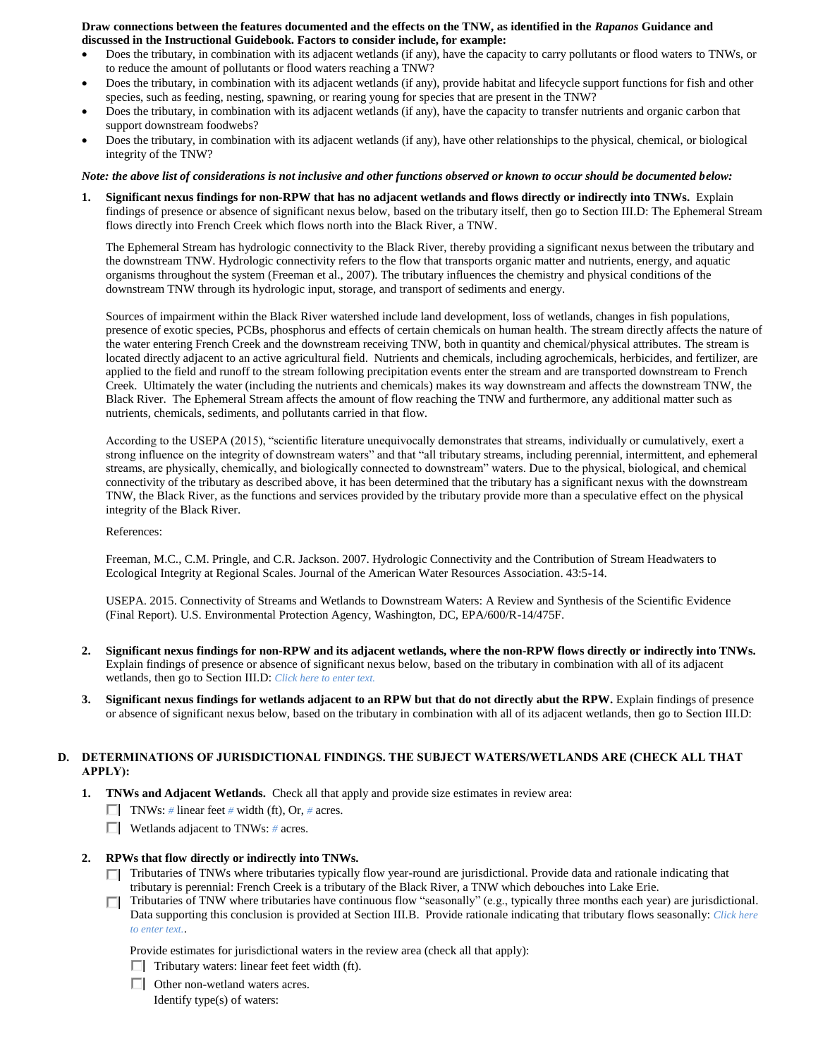**Draw connections between the features documented and the effects on the TNW, as identified in the *Rapanos* Guidance and discussed in the Instructional Guidebook. Factors to consider include, for example:**

- Does the tributary, in combination with its adjacent wetlands (if any), have the capacity to carry pollutants or flood waters to TNWs, or to reduce the amount of pollutants or flood waters reaching a TNW?
- Does the tributary, in combination with its adjacent wetlands (if any), provide habitat and lifecycle support functions for fish and other species, such as feeding, nesting, spawning, or rearing young for species that are present in the TNW?
- Does the tributary, in combination with its adjacent wetlands (if any), have the capacity to transfer nutrients and organic carbon that support downstream foodwebs?
- Does the tributary, in combination with its adjacent wetlands (if any), have other relationships to the physical, chemical, or biological integrity of the TNW?

***Note: the above list of considerations is not inclusive and other functions observed or known to occur should be documented below:***

1. **Significant nexus findings for non-RPW that has no adjacent wetlands and flows directly or indirectly into TNWs.** Explain findings of presence or absence of significant nexus below, based on the tributary itself, then go to Section III.D: The Ephemeral Stream flows directly into French Creek which flows north into the Black River, a TNW.

   The Ephemeral Stream has hydrologic connectivity to the Black River, thereby providing a significant nexus between the tributary and the downstream TNW. Hydrologic connectivity refers to the flow that transports organic matter and nutrients, energy, and aquatic organisms throughout the system (Freeman et al., 2007). The tributary influences the chemistry and physical conditions of the downstream TNW through its hydrologic input, storage, and transport of sediments and energy.

   Sources of impairment within the Black River watershed include land development, loss of wetlands, changes in fish populations, presence of exotic species, PCBs, phosphorus and effects of certain chemicals on human health. The stream directly affects the nature of the water entering French Creek and the downstream receiving TNW, both in quantity and chemical/physical attributes. The stream is located directly adjacent to an active agricultural field. Nutrients and chemicals, including agrochemicals, herbicides, and fertilizer, are applied to the field and runoff to the stream following precipitation events enter the stream and are transported downstream to French Creek. Ultimately the water (including the nutrients and chemicals) makes its way downstream and affects the downstream TNW, the Black River. The Ephemeral Stream affects the amount of flow reaching the TNW and furthermore, any additional matter such as nutrients, chemicals, sediments, and pollutants carried in that flow.

   According to the USEPA (2015), "scientific literature unequivocally demonstrates that streams, individually or cumulatively, exert a strong influence on the integrity of downstream waters" and that "all tributary streams, including perennial, intermittent, and ephemeral streams, are physically, chemically, and biologically connected to downstream" waters. Due to the physical, biological, and chemical connectivity of the tributary as described above, it has been determined that the tributary has a significant nexus with the downstream TNW, the Black River, as the functions and services provided by the tributary provide more than a speculative effect on the physical integrity of the Black River.

   References:

   Freeman, M.C., C.M. Pringle, and C.R. Jackson. 2007. Hydrologic Connectivity and the Contribution of Stream Headwaters to Ecological Integrity at Regional Scales. Journal of the American Water Resources Association. 43:5-14.

   USEPA. 2015. Connectivity of Streams and Wetlands to Downstream Waters: A Review and Synthesis of the Scientific Evidence (Final Report). U.S. Environmental Protection Agency, Washington, DC, EPA/600/R-14/475F.

2. **Significant nexus findings for non-RPW and its adjacent wetlands, where the non-RPW flows directly or indirectly into TNWs.** Explain findings of presence or absence of significant nexus below, based on the tributary in combination with all of its adjacent wetlands, then go to Section III.D: *Click here to enter text.*

3. **Significant nexus findings for wetlands adjacent to an RPW but that do not directly abut the RPW.** Explain findings of presence or absence of significant nexus below, based on the tributary in combination with all of its adjacent wetlands, then go to Section III.D:

## D. DETERMINATIONS OF JURISDICTIONAL FINDINGS. THE SUBJECT WATERS/WETLANDS ARE (CHECK ALL THAT APPLY):

1. **TNWs and Adjacent Wetlands.** Check all that apply and provide size estimates in review area:
   - ☐ TNWs: # linear feet # width (ft), Or, # acres.
   - ☐ Wetlands adjacent to TNWs: # acres.

2. **RPWs that flow directly or indirectly into TNWs.**
   - ☐ Tributaries of TNWs where tributaries typically flow year-round are jurisdictional. Provide data and rationale indicating that tributary is perennial: French Creek is a tributary of the Black River, a TNW which debouches into Lake Erie.
   - ☐ Tributaries of TNW where tributaries have continuous flow "seasonally" (e.g., typically three months each year) are jurisdictional. Data supporting this conclusion is provided at Section III.B. Provide rationale indicating that tributary flows seasonally: *Click here to enter text.*.

   Provide estimates for jurisdictional waters in the review area (check all that apply):
   - ☐ Tributary waters: linear feet feet width (ft).
   - ☐ Other non-wetland waters acres.

     Identify type(s) of waters: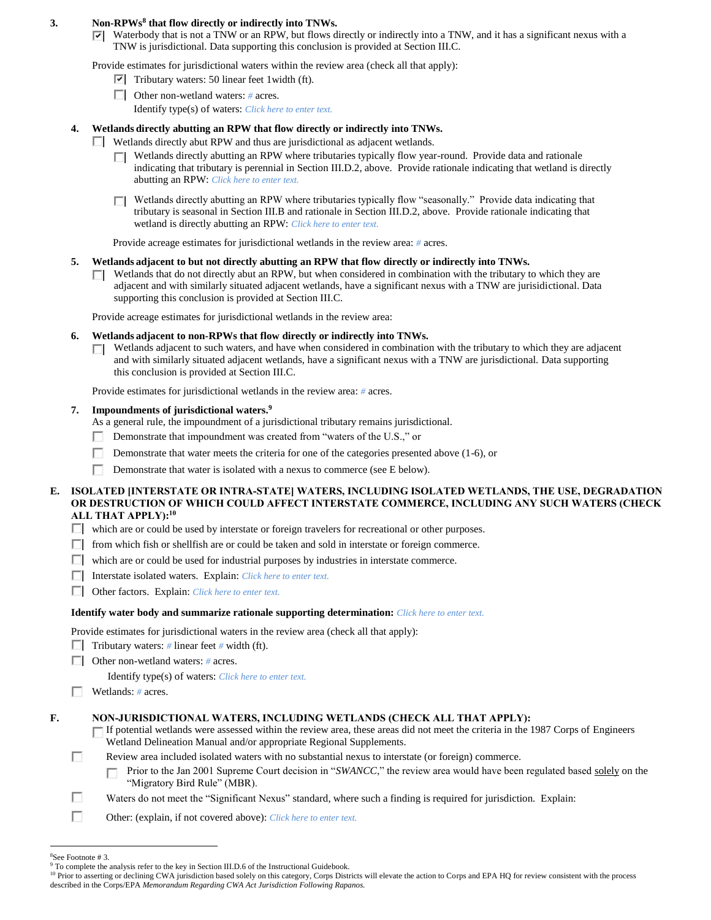**3. Non-RPWs[8] that flow directly or indirectly into TNWs.**

- [x] Waterbody that is not a TNW or an RPW, but flows directly or indirectly into a TNW, and it has a significant nexus with a TNW is jurisdictional. Data supporting this conclusion is provided at Section III.C.

Provide estimates for jurisdictional waters within the review area (check all that apply):

- [x] Tributary waters: 50 linear feet 1width (ft).
- [ ] Other non-wetland waters: # acres.

  Identify type(s) of waters: Click here to enter text.

**4. Wetlands directly abutting an RPW that flow directly or indirectly into TNWs.**

- [ ] Wetlands directly abut RPW and thus are jurisdictional as adjacent wetlands.
  - [ ] Wetlands directly abutting an RPW where tributaries typically flow year-round. Provide data and rationale indicating that tributary is perennial in Section III.D.2, above. Provide rationale indicating that wetland is directly abutting an RPW: Click here to enter text.
  - [ ] Wetlands directly abutting an RPW where tributaries typically flow "seasonally." Provide data indicating that tributary is seasonal in Section III.B and rationale in Section III.D.2, above. Provide rationale indicating that wetland is directly abutting an RPW: Click here to enter text.

  Provide acreage estimates for jurisdictional wetlands in the review area: # acres.

**5. Wetlands adjacent to but not directly abutting an RPW that flow directly or indirectly into TNWs.**

- [ ] Wetlands that do not directly abut an RPW, but when considered in combination with the tributary to which they are adjacent and with similarly situated adjacent wetlands, have a significant nexus with a TNW are jurisidictional. Data supporting this conclusion is provided at Section III.C.

Provide acreage estimates for jurisdictional wetlands in the review area:

**6. Wetlands adjacent to non-RPWs that flow directly or indirectly into TNWs.**

- [ ] Wetlands adjacent to such waters, and have when considered in combination with the tributary to which they are adjacent and with similarly situated adjacent wetlands, have a significant nexus with a TNW are jurisdictional. Data supporting this conclusion is provided at Section III.C.

Provide estimates for jurisdictional wetlands in the review area: # acres.

**7. Impoundments of jurisdictional waters.[9]**

As a general rule, the impoundment of a jurisdictional tributary remains jurisdictional.

- [ ] Demonstrate that impoundment was created from "waters of the U.S.," or
- [ ] Demonstrate that water meets the criteria for one of the categories presented above (1-6), or
- [ ] Demonstrate that water is isolated with a nexus to commerce (see E below).

**E. ISOLATED [INTERSTATE OR INTRA-STATE] WATERS, INCLUDING ISOLATED WETLANDS, THE USE, DEGRADATION OR DESTRUCTION OF WHICH COULD AFFECT INTERSTATE COMMERCE, INCLUDING ANY SUCH WATERS (CHECK ALL THAT APPLY):[10]**

- [ ] which are or could be used by interstate or foreign travelers for recreational or other purposes.
- [ ] from which fish or shellfish are or could be taken and sold in interstate or foreign commerce.
- [ ] which are or could be used for industrial purposes by industries in interstate commerce.
- [ ] Interstate isolated waters. Explain: Click here to enter text.
- [ ] Other factors. Explain: Click here to enter text.

**Identify water body and summarize rationale supporting determination:** Click here to enter text.

Provide estimates for jurisdictional waters in the review area (check all that apply):

- [ ] Tributary waters: # linear feet # width (ft).
- [ ] Other non-wetland waters: # acres.

  Identify type(s) of waters: Click here to enter text.
- [ ] Wetlands: # acres.

**F. NON-JURISDICTIONAL WATERS, INCLUDING WETLANDS (CHECK ALL THAT APPLY):**

- [ ] If potential wetlands were assessed within the review area, these areas did not meet the criteria in the 1987 Corps of Engineers Wetland Delineation Manual and/or appropriate Regional Supplements.
- [ ] Review area included isolated waters with no substantial nexus to interstate (or foreign) commerce.
  - [ ] Prior to the Jan 2001 Supreme Court decision in "*SWANCC*," the review area would have been regulated based solely on the "Migratory Bird Rule" (MBR).
- [ ] Waters do not meet the "Significant Nexus" standard, where such a finding is required for jurisdiction. Explain:
- [ ] Other: (explain, if not covered above): Click here to enter text.

---

[8] See Footnote # 3.

[9] To complete the analysis refer to the key in Section III.D.6 of the Instructional Guidebook.

[10] Prior to asserting or declining CWA jurisdiction based solely on this category, Corps Districts will elevate the action to Corps and EPA HQ for review consistent with the process described in the Corps/EPA *Memorandum Regarding CWA Act Jurisdiction Following Rapanos.*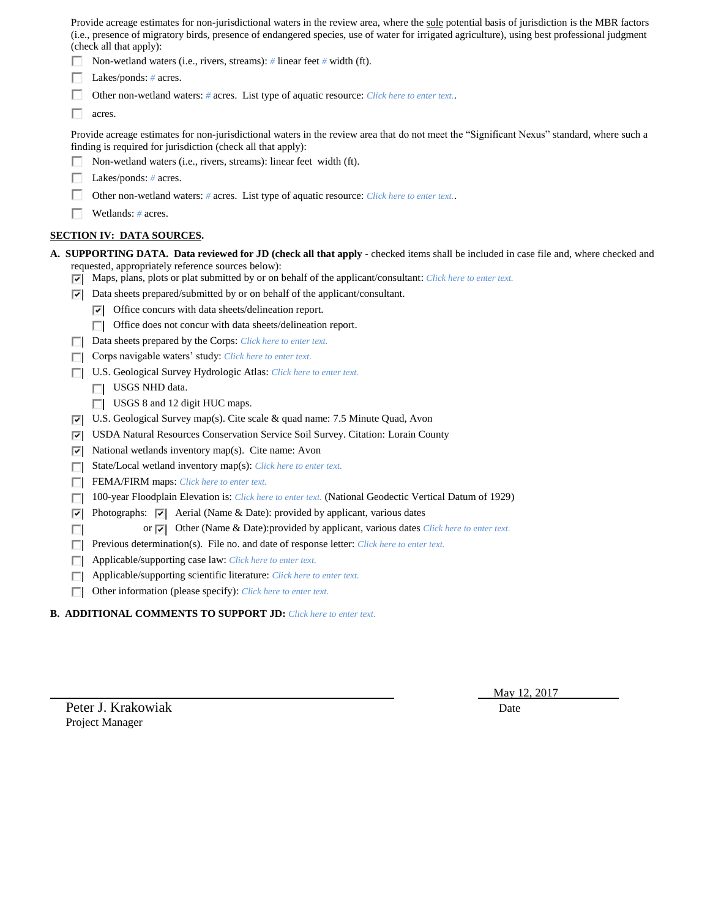Provide acreage estimates for non-jurisdictional waters in the review area, where the sole potential basis of jurisdiction is the MBR factors (i.e., presence of migratory birds, presence of endangered species, use of water for irrigated agriculture), using best professional judgment (check all that apply):

- [ ] Non-wetland waters (i.e., rivers, streams): # linear feet # width (ft).
- [ ] Lakes/ponds: # acres.
- [ ] Other non-wetland waters: # acres. List type of aquatic resource: Click here to enter text..
- [ ] acres.

Provide acreage estimates for non-jurisdictional waters in the review area that do not meet the "Significant Nexus" standard, where such a finding is required for jurisdiction (check all that apply):

- [ ] Non-wetland waters (i.e., rivers, streams): linear feet width (ft).
- [ ] Lakes/ponds: # acres.
- [ ] Other non-wetland waters: # acres. List type of aquatic resource: Click here to enter text..
- [ ] Wetlands: # acres.

## SECTION IV: DATA SOURCES.

**A. SUPPORTING DATA. Data reviewed for JD (check all that apply** - checked items shall be included in case file and, where checked and requested, appropriately reference sources below):

- [x] Maps, plans, plots or plat submitted by or on behalf of the applicant/consultant: Click here to enter text.
- [x] Data sheets prepared/submitted by or on behalf of the applicant/consultant.
  - [x] Office concurs with data sheets/delineation report.
  - [ ] Office does not concur with data sheets/delineation report.
- [ ] Data sheets prepared by the Corps: Click here to enter text.
- [ ] Corps navigable waters' study: Click here to enter text.
- [ ] U.S. Geological Survey Hydrologic Atlas: Click here to enter text.
  - [ ] USGS NHD data.
  - [ ] USGS 8 and 12 digit HUC maps.
- [x] U.S. Geological Survey map(s). Cite scale & quad name: 7.5 Minute Quad, Avon
- [x] USDA Natural Resources Conservation Service Soil Survey. Citation: Lorain County
- [x] National wetlands inventory map(s). Cite name: Avon
- [ ] State/Local wetland inventory map(s): Click here to enter text.
- [ ] FEMA/FIRM maps: Click here to enter text.
- [ ] 100-year Floodplain Elevation is: Click here to enter text. (National Geodectic Vertical Datum of 1929)
- [x] Photographs: [x] Aerial (Name & Date): provided by applicant, various dates
- [ ] or [x] Other (Name & Date):provided by applicant, various dates Click here to enter text.
- [ ] Previous determination(s). File no. and date of response letter: Click here to enter text.
- [ ] Applicable/supporting case law: Click here to enter text.
- [ ] Applicable/supporting scientific literature: Click here to enter text.
- [ ] Other information (please specify): Click here to enter text.

**B. ADDITIONAL COMMENTS TO SUPPORT JD:** Click here to enter text.

Peter J. Krakowiak
Project Manager

May 12, 2017
Date